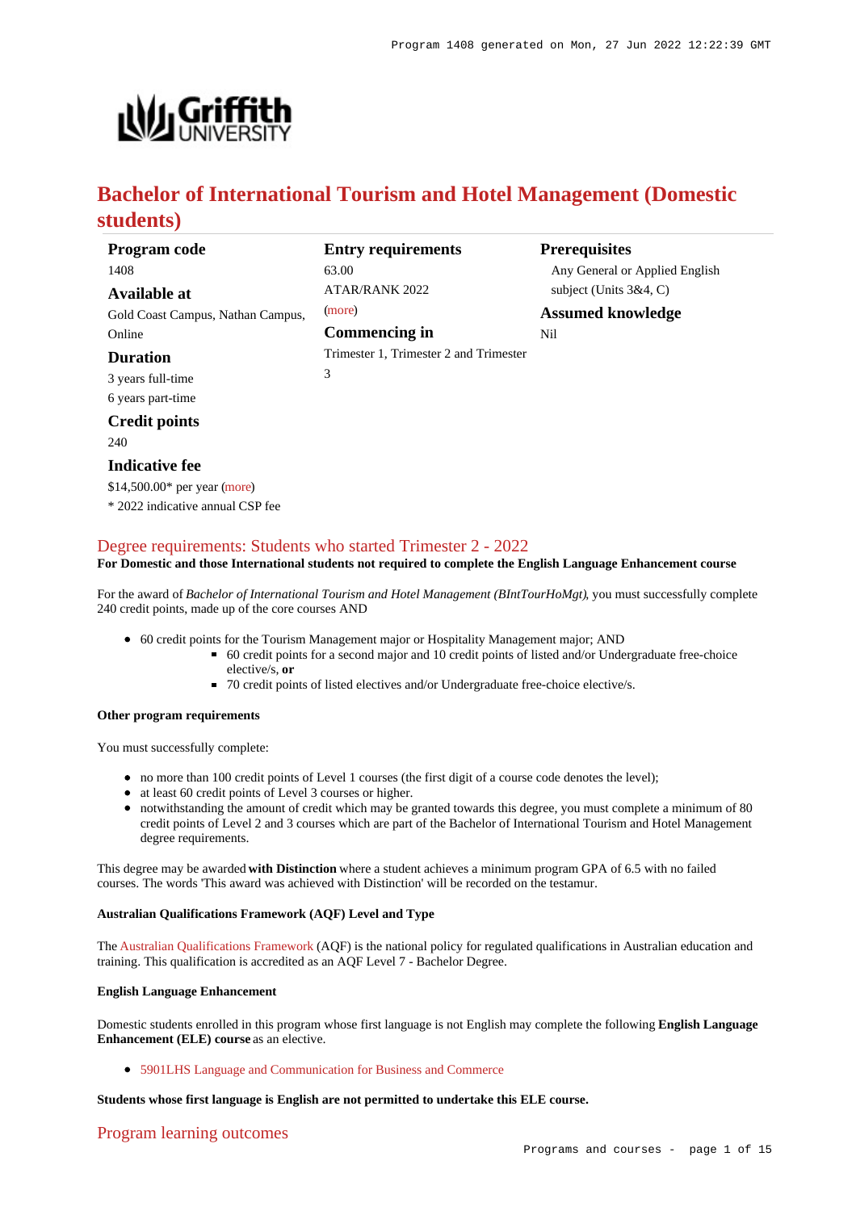# Bachelor of International Tourism and Hotel Management (Domestic students)

**Program code**
1408

**Available at**
Gold Coast Campus, Nathan Campus, Online

**Duration**
3 years full-time
6 years part-time

**Credit points**
240

**Indicative fee**
$14,500.00* per year (more)
* 2022 indicative annual CSP fee

**Entry requirements**
63.00
ATAR/RANK 2022
(more)

**Commencing in**
Trimester 1, Trimester 2 and Trimester 3

**Prerequisites**
Any General or Applied English subject (Units 3&4, C)

**Assumed knowledge**
Nil

## Degree requirements: Students who started Trimester 2 - 2022

**For Domestic and those International students not required to complete the English Language Enhancement course**

For the award of *Bachelor of International Tourism and Hotel Management (BIntTourHoMgt)*, you must successfully complete 240 credit points, made up of the core courses AND

- 60 credit points for the Tourism Management major or Hospitality Management major; AND
  - 60 credit points for a second major and 10 credit points of listed and/or Undergraduate free-choice elective/s, **or**
  - 70 credit points of listed electives and/or Undergraduate free-choice elective/s.

#### Other program requirements

You must successfully complete:

- no more than 100 credit points of Level 1 courses (the first digit of a course code denotes the level);
- at least 60 credit points of Level 3 courses or higher.
- notwithstanding the amount of credit which may be granted towards this degree, you must complete a minimum of 80 credit points of Level 2 and 3 courses which are part of the Bachelor of International Tourism and Hotel Management degree requirements.

This degree may be awarded **with Distinction** where a student achieves a minimum program GPA of 6.5 with no failed courses. The words 'This award was achieved with Distinction' will be recorded on the testamur.

#### Australian Qualifications Framework (AQF) Level and Type

The Australian Qualifications Framework (AQF) is the national policy for regulated qualifications in Australian education and training. This qualification is accredited as an AQF Level 7 - Bachelor Degree.

#### English Language Enhancement

Domestic students enrolled in this program whose first language is not English may complete the following **English Language Enhancement (ELE) course** as an elective.

- 5901LHS Language and Communication for Business and Commerce

**Students whose first language is English are not permitted to undertake this ELE course.**

## Program learning outcomes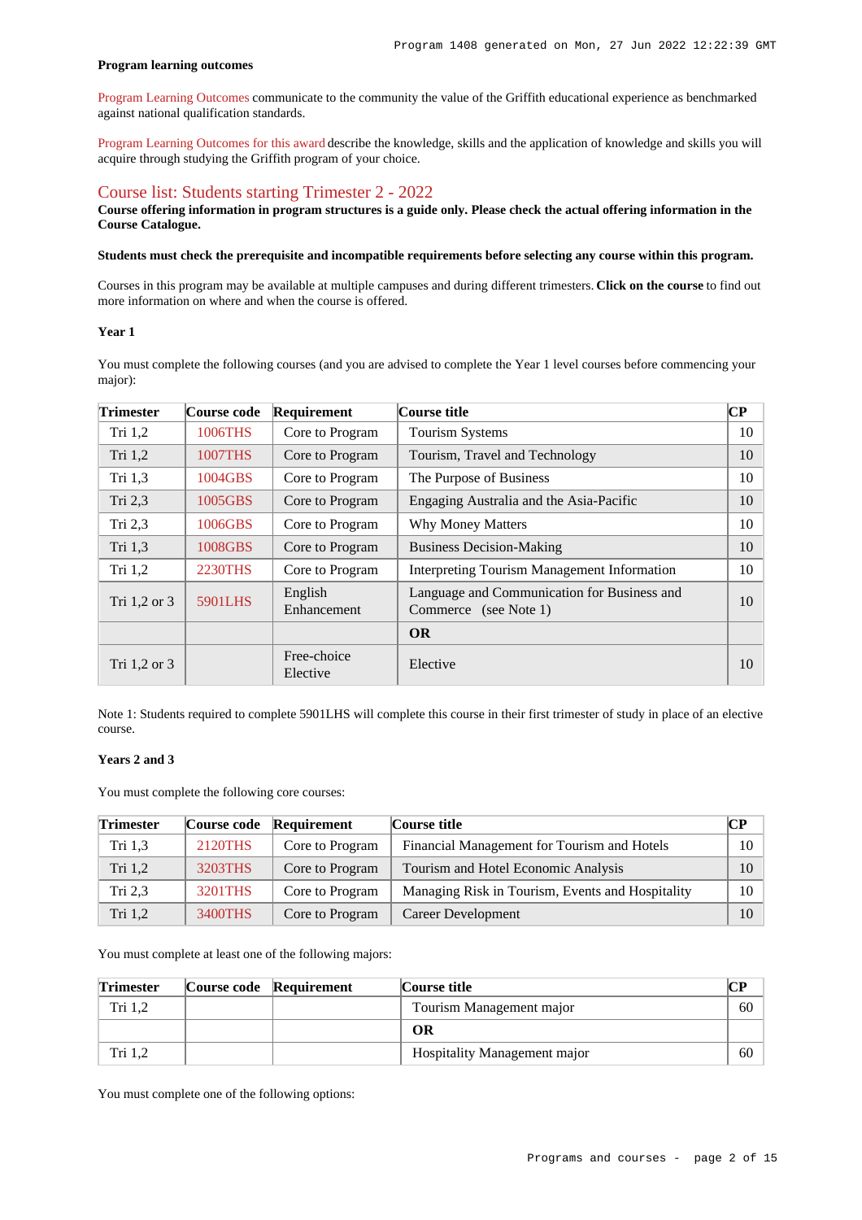#### Program learning outcomes

Program Learning Outcomes communicate to the community the value of the Griffith educational experience as benchmarked against national qualification standards.

Program Learning Outcomes for this award describe the knowledge, skills and the application of knowledge and skills you will acquire through studying the Griffith program of your choice.

## Course list: Students starting Trimester 2 - 2022

**Course offering information in program structures is a guide only. Please check the actual offering information in the Course Catalogue.**

**Students must check the prerequisite and incompatible requirements before selecting any course within this program.**

Courses in this program may be available at multiple campuses and during different trimesters. **Click on the course** to find out more information on where and when the course is offered.

#### Year 1

You must complete the following courses (and you are advised to complete the Year 1 level courses before commencing your major):

| Trimester | Course code | Requirement | Course title | CP |
|---|---|---|---|---|
| Tri 1,2 | 1006THS | Core to Program | Tourism Systems | 10 |
| Tri 1,2 | 1007THS | Core to Program | Tourism, Travel and Technology | 10 |
| Tri 1,3 | 1004GBS | Core to Program | The Purpose of Business | 10 |
| Tri 2,3 | 1005GBS | Core to Program | Engaging Australia and the Asia-Pacific | 10 |
| Tri 2,3 | 1006GBS | Core to Program | Why Money Matters | 10 |
| Tri 1,3 | 1008GBS | Core to Program | Business Decision-Making | 10 |
| Tri 1,2 | 2230THS | Core to Program | Interpreting Tourism Management Information | 10 |
| Tri 1,2 or 3 | 5901LHS | English Enhancement | Language and Communication for Business and Commerce (see Note 1) | 10 |
| | | | **OR** | |
| Tri 1,2 or 3 | | Free-choice Elective | Elective | 10 |

Note 1: Students required to complete 5901LHS will complete this course in their first trimester of study in place of an elective course.

#### Years 2 and 3

You must complete the following core courses:

| Trimester | Course code | Requirement | Course title | CP |
|---|---|---|---|---|
| Tri 1,3 | 2120THS | Core to Program | Financial Management for Tourism and Hotels | 10 |
| Tri 1,2 | 3203THS | Core to Program | Tourism and Hotel Economic Analysis | 10 |
| Tri 2,3 | 3201THS | Core to Program | Managing Risk in Tourism, Events and Hospitality | 10 |
| Tri 1,2 | 3400THS | Core to Program | Career Development | 10 |

You must complete at least one of the following majors:

| Trimester | Course code | Requirement | Course title | CP |
|---|---|---|---|---|
| Tri 1,2 | | | Tourism Management major | 60 |
| | | | **OR** | |
| Tri 1,2 | | | Hospitality Management major | 60 |

You must complete one of the following options: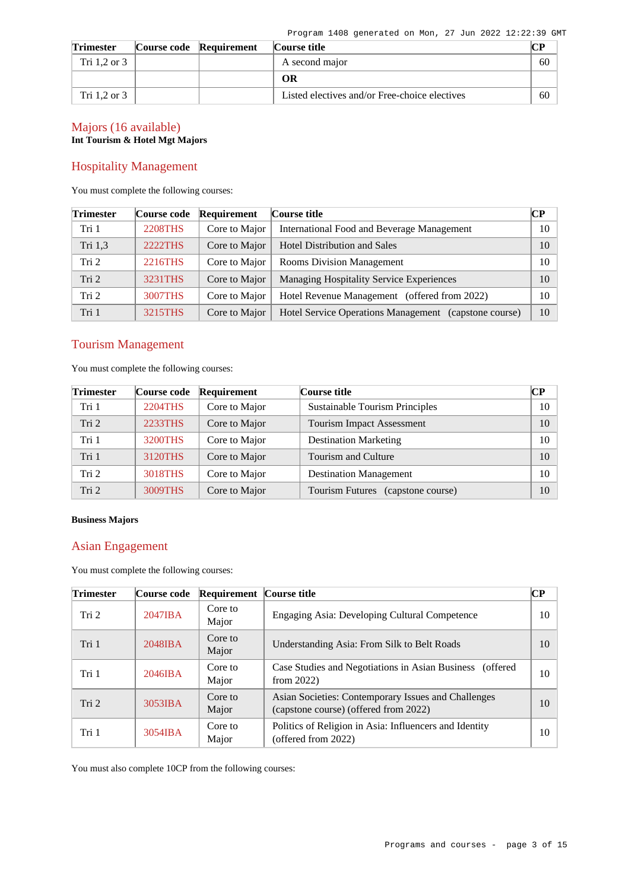| Trimester | Course code | Requirement | Course title | CP |
|---|---|---|---|---|
| Tri 1,2 or 3 | | | A second major | 60 |
| | | | **OR** | |
| Tri 1,2 or 3 | | | Listed electives and/or Free-choice electives | 60 |

## Majors (16 available)

**Int Tourism & Hotel Mgt Majors**

### Hospitality Management

You must complete the following courses:

| Trimester | Course code | Requirement | Course title | CP |
|---|---|---|---|---|
| Tri 1 | 2208THS | Core to Major | International Food and Beverage Management | 10 |
| Tri 1,3 | 2222THS | Core to Major | Hotel Distribution and Sales | 10 |
| Tri 2 | 2216THS | Core to Major | Rooms Division Management | 10 |
| Tri 2 | 3231THS | Core to Major | Managing Hospitality Service Experiences | 10 |
| Tri 2 | 3007THS | Core to Major | Hotel Revenue Management (offered from 2022) | 10 |
| Tri 1 | 3215THS | Core to Major | Hotel Service Operations Management (capstone course) | 10 |

### Tourism Management

You must complete the following courses:

| Trimester | Course code | Requirement | Course title | CP |
|---|---|---|---|---|
| Tri 1 | 2204THS | Core to Major | Sustainable Tourism Principles | 10 |
| Tri 2 | 2233THS | Core to Major | Tourism Impact Assessment | 10 |
| Tri 1 | 3200THS | Core to Major | Destination Marketing | 10 |
| Tri 1 | 3120THS | Core to Major | Tourism and Culture | 10 |
| Tri 2 | 3018THS | Core to Major | Destination Management | 10 |
| Tri 2 | 3009THS | Core to Major | Tourism Futures (capstone course) | 10 |

**Business Majors**

### Asian Engagement

You must complete the following courses:

| Trimester | Course code | Requirement | Course title | CP |
|---|---|---|---|---|
| Tri 2 | 2047IBA | Core to Major | Engaging Asia: Developing Cultural Competence | 10 |
| Tri 1 | 2048IBA | Core to Major | Understanding Asia: From Silk to Belt Roads | 10 |
| Tri 1 | 2046IBA | Core to Major | Case Studies and Negotiations in Asian Business (offered from 2022) | 10 |
| Tri 2 | 3053IBA | Core to Major | Asian Societies: Contemporary Issues and Challenges (capstone course) (offered from 2022) | 10 |
| Tri 1 | 3054IBA | Core to Major | Politics of Religion in Asia: Influencers and Identity (offered from 2022) | 10 |

You must also complete 10CP from the following courses: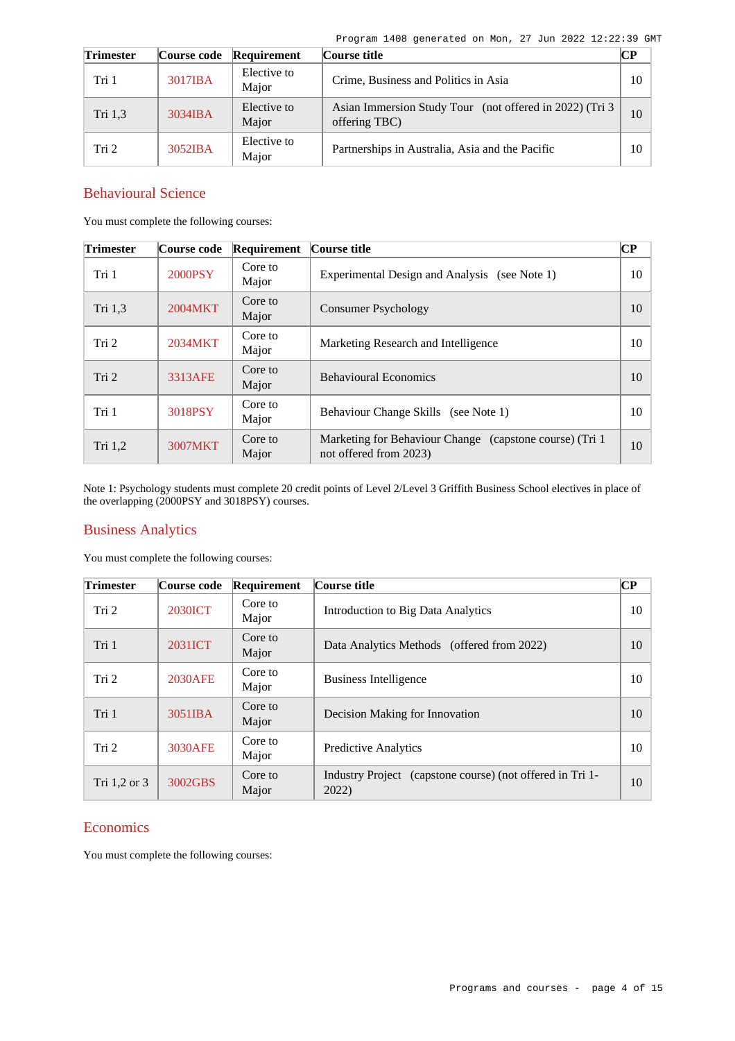| Trimester | Course code | Requirement | Course title | CP |
|---|---|---|---|---|
| Tri 1 | 3017IBA | Elective to Major | Crime, Business and Politics in Asia | 10 |
| Tri 1,3 | 3034IBA | Elective to Major | Asian Immersion Study Tour (not offered in 2022) (Tri 3 offering TBC) | 10 |
| Tri 2 | 3052IBA | Elective to Major | Partnerships in Australia, Asia and the Pacific | 10 |

## Behavioural Science

You must complete the following courses:

| Trimester | Course code | Requirement | Course title | CP |
|---|---|---|---|---|
| Tri 1 | 2000PSY | Core to Major | Experimental Design and Analysis (see Note 1) | 10 |
| Tri 1,3 | 2004MKT | Core to Major | Consumer Psychology | 10 |
| Tri 2 | 2034MKT | Core to Major | Marketing Research and Intelligence | 10 |
| Tri 2 | 3313AFE | Core to Major | Behavioural Economics | 10 |
| Tri 1 | 3018PSY | Core to Major | Behaviour Change Skills (see Note 1) | 10 |
| Tri 1,2 | 3007MKT | Core to Major | Marketing for Behaviour Change (capstone course) (Tri 1 not offered from 2023) | 10 |

Note 1: Psychology students must complete 20 credit points of Level 2/Level 3 Griffith Business School electives in place of the overlapping (2000PSY and 3018PSY) courses.

## Business Analytics

You must complete the following courses:

| Trimester | Course code | Requirement | Course title | CP |
|---|---|---|---|---|
| Tri 2 | 2030ICT | Core to Major | Introduction to Big Data Analytics | 10 |
| Tri 1 | 2031ICT | Core to Major | Data Analytics Methods (offered from 2022) | 10 |
| Tri 2 | 2030AFE | Core to Major | Business Intelligence | 10 |
| Tri 1 | 3051IBA | Core to Major | Decision Making for Innovation | 10 |
| Tri 2 | 3030AFE | Core to Major | Predictive Analytics | 10 |
| Tri 1,2 or 3 | 3002GBS | Core to Major | Industry Project (capstone course) (not offered in Tri 1-2022) | 10 |

## Economics

You must complete the following courses: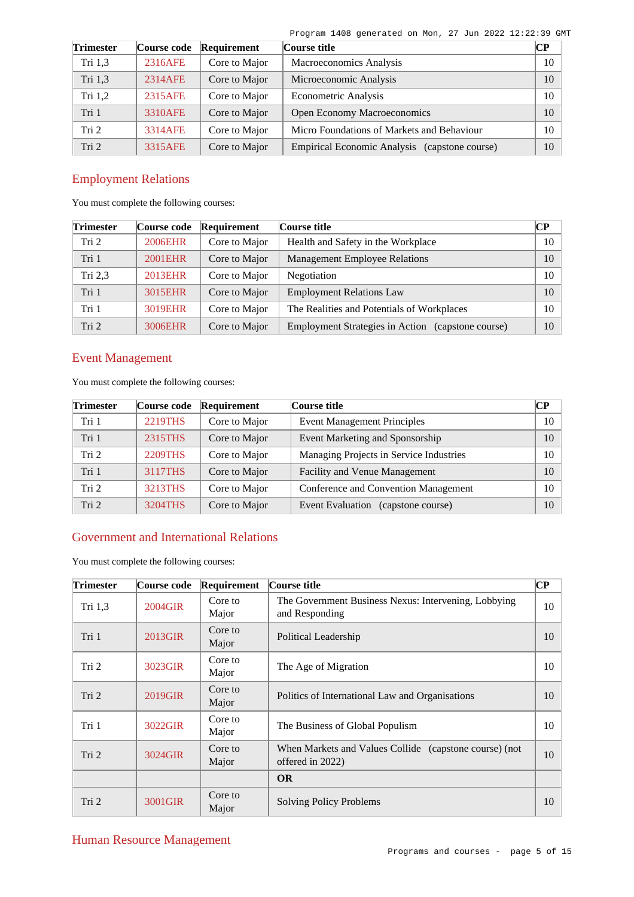| Trimester | Course code | Requirement | Course title | CP |
|---|---|---|---|---|
| Tri 1,3 | 2316AFE | Core to Major | Macroeconomics Analysis | 10 |
| Tri 1,3 | 2314AFE | Core to Major | Microeconomic Analysis | 10 |
| Tri 1,2 | 2315AFE | Core to Major | Econometric Analysis | 10 |
| Tri 1 | 3310AFE | Core to Major | Open Economy Macroeconomics | 10 |
| Tri 2 | 3314AFE | Core to Major | Micro Foundations of Markets and Behaviour | 10 |
| Tri 2 | 3315AFE | Core to Major | Empirical Economic Analysis (capstone course) | 10 |

## Employment Relations

You must complete the following courses:

| Trimester | Course code | Requirement | Course title | CP |
|---|---|---|---|---|
| Tri 2 | 2006EHR | Core to Major | Health and Safety in the Workplace | 10 |
| Tri 1 | 2001EHR | Core to Major | Management Employee Relations | 10 |
| Tri 2,3 | 2013EHR | Core to Major | Negotiation | 10 |
| Tri 1 | 3015EHR | Core to Major | Employment Relations Law | 10 |
| Tri 1 | 3019EHR | Core to Major | The Realities and Potentials of Workplaces | 10 |
| Tri 2 | 3006EHR | Core to Major | Employment Strategies in Action (capstone course) | 10 |

## Event Management

You must complete the following courses:

| Trimester | Course code | Requirement | Course title | CP |
|---|---|---|---|---|
| Tri 1 | 2219THS | Core to Major | Event Management Principles | 10 |
| Tri 1 | 2315THS | Core to Major | Event Marketing and Sponsorship | 10 |
| Tri 2 | 2209THS | Core to Major | Managing Projects in Service Industries | 10 |
| Tri 1 | 3117THS | Core to Major | Facility and Venue Management | 10 |
| Tri 2 | 3213THS | Core to Major | Conference and Convention Management | 10 |
| Tri 2 | 3204THS | Core to Major | Event Evaluation (capstone course) | 10 |

## Government and International Relations

You must complete the following courses:

| Trimester | Course code | Requirement | Course title | CP |
|---|---|---|---|---|
| Tri 1,3 | 2004GIR | Core to Major | The Government Business Nexus: Intervening, Lobbying and Responding | 10 |
| Tri 1 | 2013GIR | Core to Major | Political Leadership | 10 |
| Tri 2 | 3023GIR | Core to Major | The Age of Migration | 10 |
| Tri 2 | 2019GIR | Core to Major | Politics of International Law and Organisations | 10 |
| Tri 1 | 3022GIR | Core to Major | The Business of Global Populism | 10 |
| Tri 2 | 3024GIR | Core to Major | When Markets and Values Collide (capstone course) (not offered in 2022) | 10 |
| | | | **OR** | |
| Tri 2 | 3001GIR | Core to Major | Solving Policy Problems | 10 |

## Human Resource Management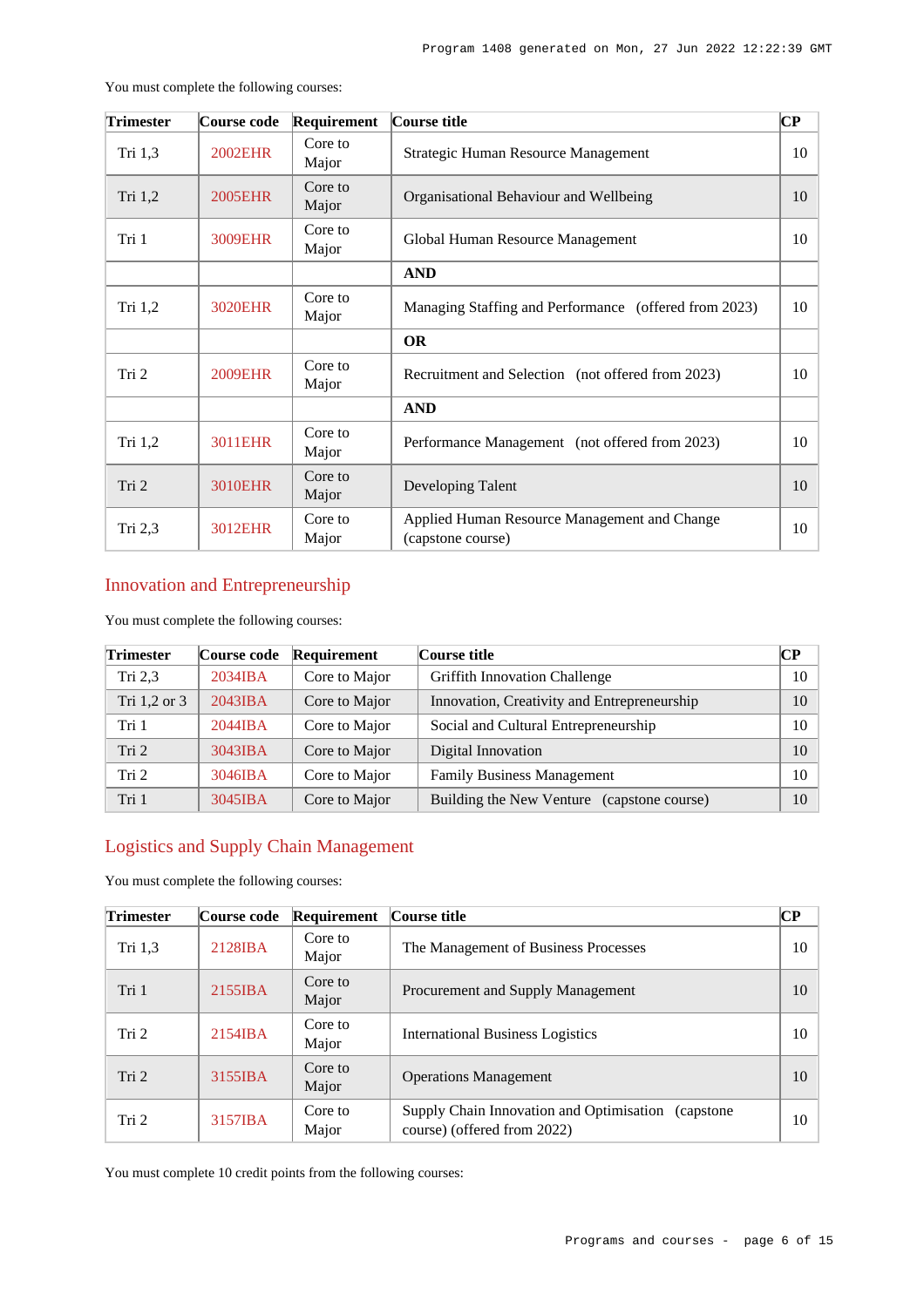You must complete the following courses:

| Trimester | Course code | Requirement | Course title | CP |
| --- | --- | --- | --- | --- |
| Tri 1,3 | 2002EHR | Core to Major | Strategic Human Resource Management | 10 |
| Tri 1,2 | 2005EHR | Core to Major | Organisational Behaviour and Wellbeing | 10 |
| Tri 1 | 3009EHR | Core to Major | Global Human Resource Management | 10 |
| | | | **AND** | |
| Tri 1,2 | 3020EHR | Core to Major | Managing Staffing and Performance (offered from 2023) | 10 |
| | | | **OR** | |
| Tri 2 | 2009EHR | Core to Major | Recruitment and Selection (not offered from 2023) | 10 |
| | | | **AND** | |
| Tri 1,2 | 3011EHR | Core to Major | Performance Management (not offered from 2023) | 10 |
| Tri 2 | 3010EHR | Core to Major | Developing Talent | 10 |
| Tri 2,3 | 3012EHR | Core to Major | Applied Human Resource Management and Change (capstone course) | 10 |

## Innovation and Entrepreneurship

You must complete the following courses:

| Trimester | Course code | Requirement | Course title | CP |
| --- | --- | --- | --- | --- |
| Tri 2,3 | 2034IBA | Core to Major | Griffith Innovation Challenge | 10 |
| Tri 1,2 or 3 | 2043IBA | Core to Major | Innovation, Creativity and Entrepreneurship | 10 |
| Tri 1 | 2044IBA | Core to Major | Social and Cultural Entrepreneurship | 10 |
| Tri 2 | 3043IBA | Core to Major | Digital Innovation | 10 |
| Tri 2 | 3046IBA | Core to Major | Family Business Management | 10 |
| Tri 1 | 3045IBA | Core to Major | Building the New Venture (capstone course) | 10 |

## Logistics and Supply Chain Management

You must complete the following courses:

| Trimester | Course code | Requirement | Course title | CP |
| --- | --- | --- | --- | --- |
| Tri 1,3 | 2128IBA | Core to Major | The Management of Business Processes | 10 |
| Tri 1 | 2155IBA | Core to Major | Procurement and Supply Management | 10 |
| Tri 2 | 2154IBA | Core to Major | International Business Logistics | 10 |
| Tri 2 | 3155IBA | Core to Major | Operations Management | 10 |
| Tri 2 | 3157IBA | Core to Major | Supply Chain Innovation and Optimisation (capstone course) (offered from 2022) | 10 |

You must complete 10 credit points from the following courses: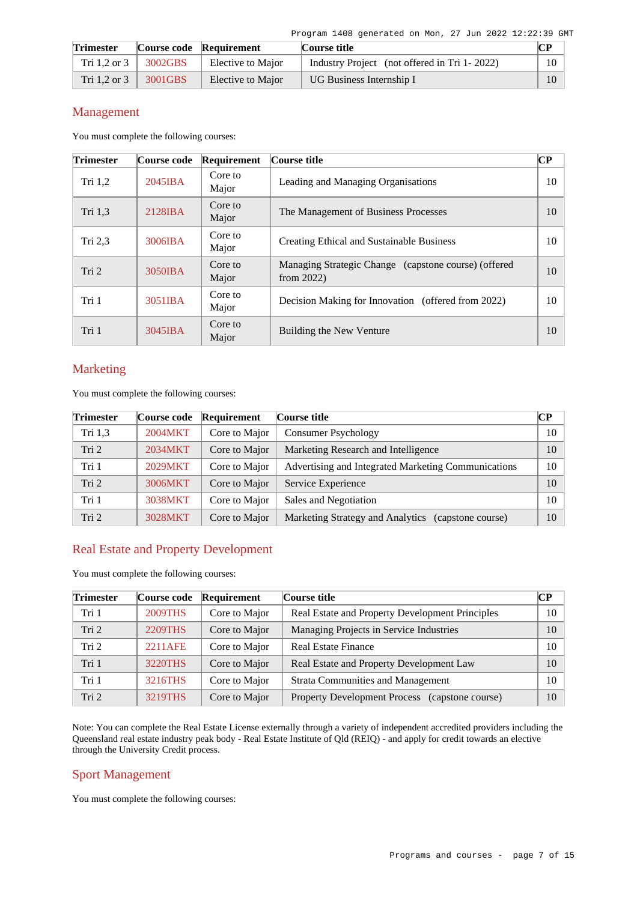| Trimester | Course code | Requirement | Course title | CP |
|---|---|---|---|---|
| Tri 1,2 or 3 | 3002GBS | Elective to Major | Industry Project (not offered in Tri 1- 2022) | 10 |
| Tri 1,2 or 3 | 3001GBS | Elective to Major | UG Business Internship I | 10 |

## Management

You must complete the following courses:

| Trimester | Course code | Requirement | Course title | CP |
|---|---|---|---|---|
| Tri 1,2 | 2045IBA | Core to Major | Leading and Managing Organisations | 10 |
| Tri 1,3 | 2128IBA | Core to Major | The Management of Business Processes | 10 |
| Tri 2,3 | 3006IBA | Core to Major | Creating Ethical and Sustainable Business | 10 |
| Tri 2 | 3050IBA | Core to Major | Managing Strategic Change (capstone course) (offered from 2022) | 10 |
| Tri 1 | 3051IBA | Core to Major | Decision Making for Innovation (offered from 2022) | 10 |
| Tri 1 | 3045IBA | Core to Major | Building the New Venture | 10 |

## Marketing

You must complete the following courses:

| Trimester | Course code | Requirement | Course title | CP |
|---|---|---|---|---|
| Tri 1,3 | 2004MKT | Core to Major | Consumer Psychology | 10 |
| Tri 2 | 2034MKT | Core to Major | Marketing Research and Intelligence | 10 |
| Tri 1 | 2029MKT | Core to Major | Advertising and Integrated Marketing Communications | 10 |
| Tri 2 | 3006MKT | Core to Major | Service Experience | 10 |
| Tri 1 | 3038MKT | Core to Major | Sales and Negotiation | 10 |
| Tri 2 | 3028MKT | Core to Major | Marketing Strategy and Analytics (capstone course) | 10 |

## Real Estate and Property Development

You must complete the following courses:

| Trimester | Course code | Requirement | Course title | CP |
|---|---|---|---|---|
| Tri 1 | 2009THS | Core to Major | Real Estate and Property Development Principles | 10 |
| Tri 2 | 2209THS | Core to Major | Managing Projects in Service Industries | 10 |
| Tri 2 | 2211AFE | Core to Major | Real Estate Finance | 10 |
| Tri 1 | 3220THS | Core to Major | Real Estate and Property Development Law | 10 |
| Tri 1 | 3216THS | Core to Major | Strata Communities and Management | 10 |
| Tri 2 | 3219THS | Core to Major | Property Development Process (capstone course) | 10 |

Note: You can complete the Real Estate License externally through a variety of independent accredited providers including the Queensland real estate industry peak body - Real Estate Institute of Qld (REIQ) - and apply for credit towards an elective through the University Credit process.

## Sport Management

You must complete the following courses: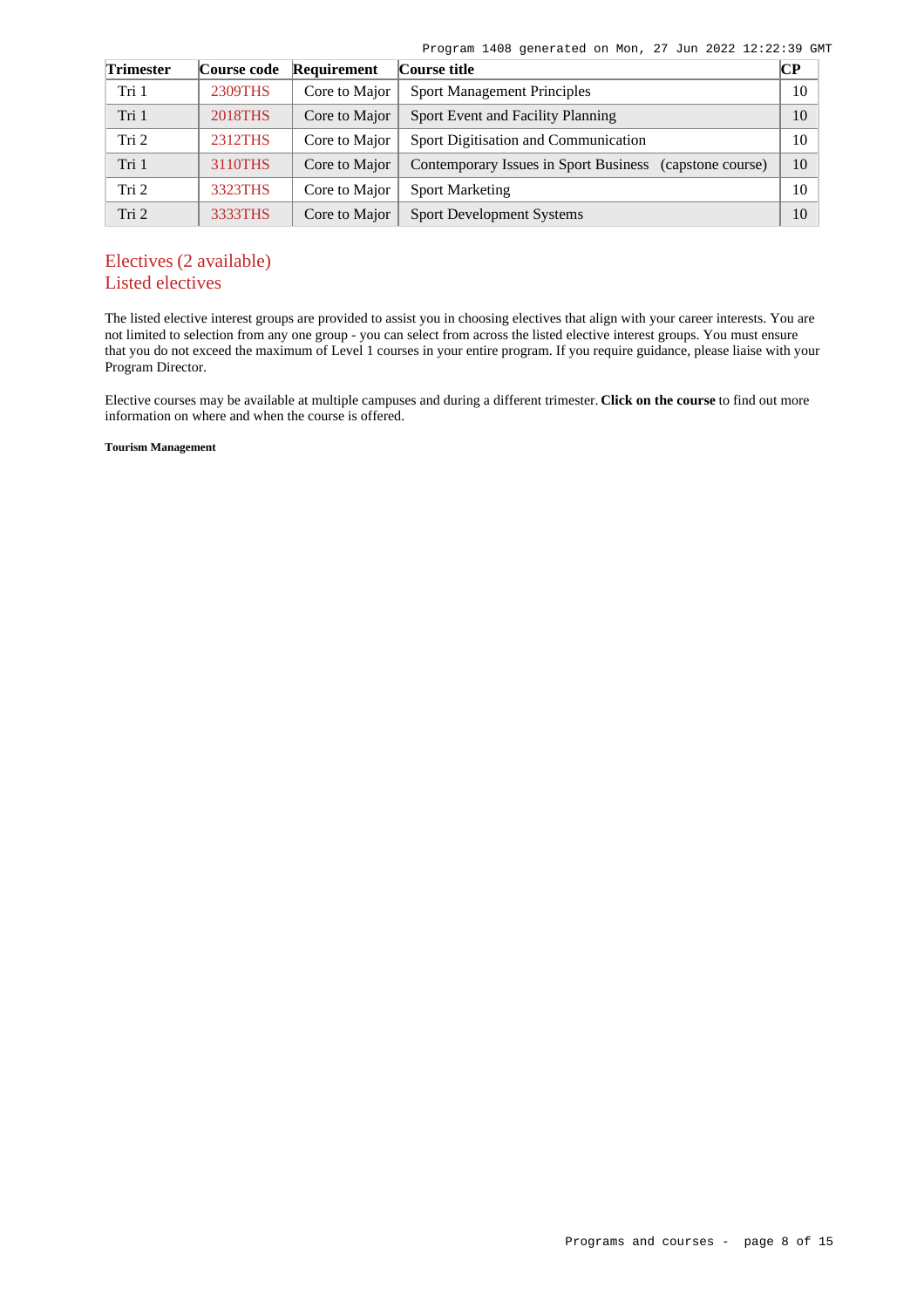| Trimester | Course code | Requirement | Course title | CP |
|---|---|---|---|---|
| Tri 1 | 2309THS | Core to Major | Sport Management Principles | 10 |
| Tri 1 | 2018THS | Core to Major | Sport Event and Facility Planning | 10 |
| Tri 2 | 2312THS | Core to Major | Sport Digitisation and Communication | 10 |
| Tri 1 | 3110THS | Core to Major | Contemporary Issues in Sport Business (capstone course) | 10 |
| Tri 2 | 3323THS | Core to Major | Sport Marketing | 10 |
| Tri 2 | 3333THS | Core to Major | Sport Development Systems | 10 |

## Electives (2 available)

## Listed electives

The listed elective interest groups are provided to assist you in choosing electives that align with your career interests. You are not limited to selection from any one group - you can select from across the listed elective interest groups. You must ensure that you do not exceed the maximum of Level 1 courses in your entire program. If you require guidance, please liaise with your Program Director.

Elective courses may be available at multiple campuses and during a different trimester. **Click on the course** to find out more information on where and when the course is offered.

**Tourism Management**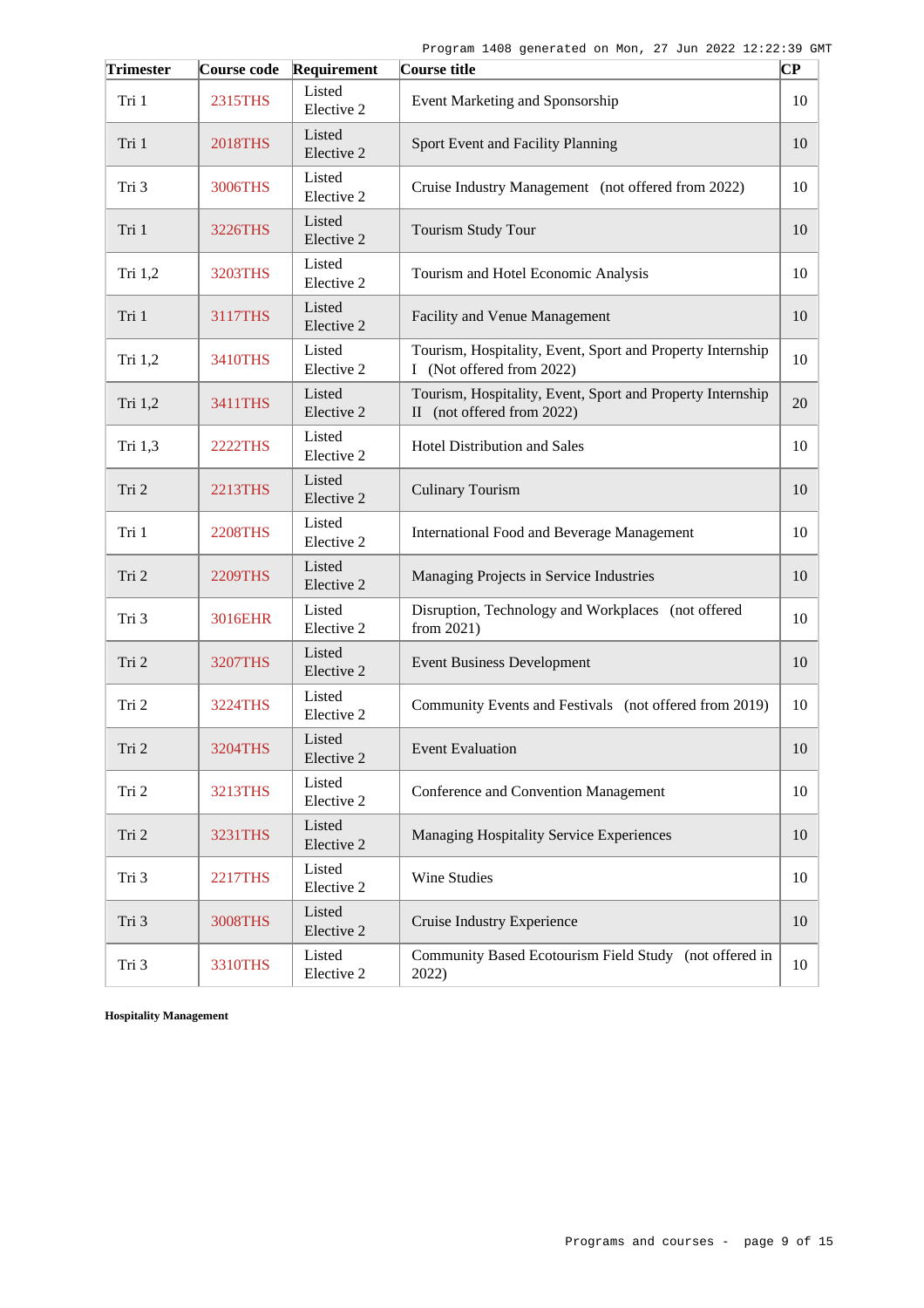| Trimester | Course code | Requirement | Course title | CP |
|---|---|---|---|---|
| Tri 1 | 2315THS | Listed Elective 2 | Event Marketing and Sponsorship | 10 |
| Tri 1 | 2018THS | Listed Elective 2 | Sport Event and Facility Planning | 10 |
| Tri 3 | 3006THS | Listed Elective 2 | Cruise Industry Management (not offered from 2022) | 10 |
| Tri 1 | 3226THS | Listed Elective 2 | Tourism Study Tour | 10 |
| Tri 1,2 | 3203THS | Listed Elective 2 | Tourism and Hotel Economic Analysis | 10 |
| Tri 1 | 3117THS | Listed Elective 2 | Facility and Venue Management | 10 |
| Tri 1,2 | 3410THS | Listed Elective 2 | Tourism, Hospitality, Event, Sport and Property Internship I (Not offered from 2022) | 10 |
| Tri 1,2 | 3411THS | Listed Elective 2 | Tourism, Hospitality, Event, Sport and Property Internship II (not offered from 2022) | 20 |
| Tri 1,3 | 2222THS | Listed Elective 2 | Hotel Distribution and Sales | 10 |
| Tri 2 | 2213THS | Listed Elective 2 | Culinary Tourism | 10 |
| Tri 1 | 2208THS | Listed Elective 2 | International Food and Beverage Management | 10 |
| Tri 2 | 2209THS | Listed Elective 2 | Managing Projects in Service Industries | 10 |
| Tri 3 | 3016EHR | Listed Elective 2 | Disruption, Technology and Workplaces (not offered from 2021) | 10 |
| Tri 2 | 3207THS | Listed Elective 2 | Event Business Development | 10 |
| Tri 2 | 3224THS | Listed Elective 2 | Community Events and Festivals (not offered from 2019) | 10 |
| Tri 2 | 3204THS | Listed Elective 2 | Event Evaluation | 10 |
| Tri 2 | 3213THS | Listed Elective 2 | Conference and Convention Management | 10 |
| Tri 2 | 3231THS | Listed Elective 2 | Managing Hospitality Service Experiences | 10 |
| Tri 3 | 2217THS | Listed Elective 2 | Wine Studies | 10 |
| Tri 3 | 3008THS | Listed Elective 2 | Cruise Industry Experience | 10 |
| Tri 3 | 3310THS | Listed Elective 2 | Community Based Ecotourism Field Study (not offered in 2022) | 10 |

**Hospitality Management**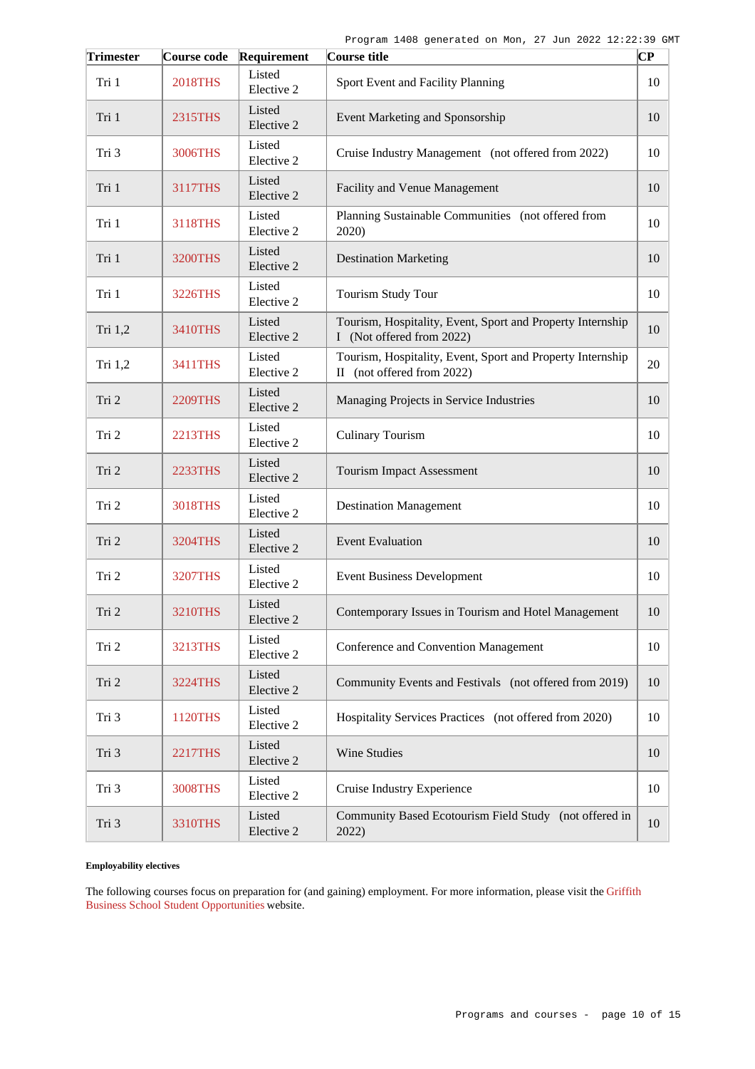| Trimester | Course code | Requirement | Course title | CP |
|---|---|---|---|---|
| Tri 1 | 2018THS | Listed Elective 2 | Sport Event and Facility Planning | 10 |
| Tri 1 | 2315THS | Listed Elective 2 | Event Marketing and Sponsorship | 10 |
| Tri 3 | 3006THS | Listed Elective 2 | Cruise Industry Management (not offered from 2022) | 10 |
| Tri 1 | 3117THS | Listed Elective 2 | Facility and Venue Management | 10 |
| Tri 1 | 3118THS | Listed Elective 2 | Planning Sustainable Communities (not offered from 2020) | 10 |
| Tri 1 | 3200THS | Listed Elective 2 | Destination Marketing | 10 |
| Tri 1 | 3226THS | Listed Elective 2 | Tourism Study Tour | 10 |
| Tri 1,2 | 3410THS | Listed Elective 2 | Tourism, Hospitality, Event, Sport and Property Internship I (Not offered from 2022) | 10 |
| Tri 1,2 | 3411THS | Listed Elective 2 | Tourism, Hospitality, Event, Sport and Property Internship II (not offered from 2022) | 20 |
| Tri 2 | 2209THS | Listed Elective 2 | Managing Projects in Service Industries | 10 |
| Tri 2 | 2213THS | Listed Elective 2 | Culinary Tourism | 10 |
| Tri 2 | 2233THS | Listed Elective 2 | Tourism Impact Assessment | 10 |
| Tri 2 | 3018THS | Listed Elective 2 | Destination Management | 10 |
| Tri 2 | 3204THS | Listed Elective 2 | Event Evaluation | 10 |
| Tri 2 | 3207THS | Listed Elective 2 | Event Business Development | 10 |
| Tri 2 | 3210THS | Listed Elective 2 | Contemporary Issues in Tourism and Hotel Management | 10 |
| Tri 2 | 3213THS | Listed Elective 2 | Conference and Convention Management | 10 |
| Tri 2 | 3224THS | Listed Elective 2 | Community Events and Festivals (not offered from 2019) | 10 |
| Tri 3 | 1120THS | Listed Elective 2 | Hospitality Services Practices (not offered from 2020) | 10 |
| Tri 3 | 2217THS | Listed Elective 2 | Wine Studies | 10 |
| Tri 3 | 3008THS | Listed Elective 2 | Cruise Industry Experience | 10 |
| Tri 3 | 3310THS | Listed Elective 2 | Community Based Ecotourism Field Study (not offered in 2022) | 10 |

**Employability electives**

The following courses focus on preparation for (and gaining) employment. For more information, please visit the Griffith Business School Student Opportunities website.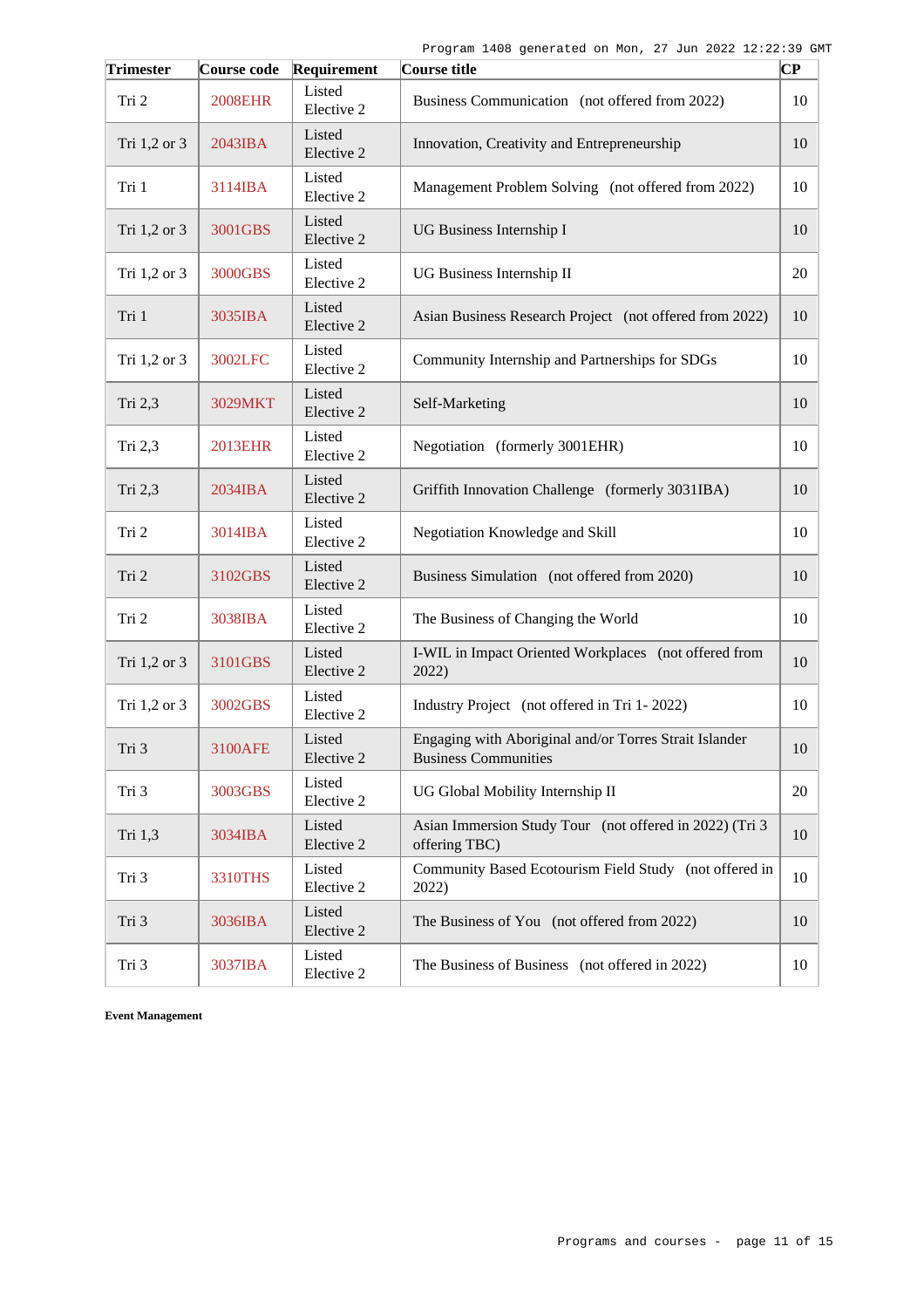| Trimester | Course code | Requirement | Course title | CP |
|---|---|---|---|---|
| Tri 2 | 2008EHR | Listed Elective 2 | Business Communication (not offered from 2022) | 10 |
| Tri 1,2 or 3 | 2043IBA | Listed Elective 2 | Innovation, Creativity and Entrepreneurship | 10 |
| Tri 1 | 3114IBA | Listed Elective 2 | Management Problem Solving (not offered from 2022) | 10 |
| Tri 1,2 or 3 | 3001GBS | Listed Elective 2 | UG Business Internship I | 10 |
| Tri 1,2 or 3 | 3000GBS | Listed Elective 2 | UG Business Internship II | 20 |
| Tri 1 | 3035IBA | Listed Elective 2 | Asian Business Research Project (not offered from 2022) | 10 |
| Tri 1,2 or 3 | 3002LFC | Listed Elective 2 | Community Internship and Partnerships for SDGs | 10 |
| Tri 2,3 | 3029MKT | Listed Elective 2 | Self-Marketing | 10 |
| Tri 2,3 | 2013EHR | Listed Elective 2 | Negotiation (formerly 3001EHR) | 10 |
| Tri 2,3 | 2034IBA | Listed Elective 2 | Griffith Innovation Challenge (formerly 3031IBA) | 10 |
| Tri 2 | 3014IBA | Listed Elective 2 | Negotiation Knowledge and Skill | 10 |
| Tri 2 | 3102GBS | Listed Elective 2 | Business Simulation (not offered from 2020) | 10 |
| Tri 2 | 3038IBA | Listed Elective 2 | The Business of Changing the World | 10 |
| Tri 1,2 or 3 | 3101GBS | Listed Elective 2 | I-WIL in Impact Oriented Workplaces (not offered from 2022) | 10 |
| Tri 1,2 or 3 | 3002GBS | Listed Elective 2 | Industry Project (not offered in Tri 1- 2022) | 10 |
| Tri 3 | 3100AFE | Listed Elective 2 | Engaging with Aboriginal and/or Torres Strait Islander Business Communities | 10 |
| Tri 3 | 3003GBS | Listed Elective 2 | UG Global Mobility Internship II | 20 |
| Tri 1,3 | 3034IBA | Listed Elective 2 | Asian Immersion Study Tour (not offered in 2022) (Tri 3 offering TBC) | 10 |
| Tri 3 | 3310THS | Listed Elective 2 | Community Based Ecotourism Field Study (not offered in 2022) | 10 |
| Tri 3 | 3036IBA | Listed Elective 2 | The Business of You (not offered from 2022) | 10 |
| Tri 3 | 3037IBA | Listed Elective 2 | The Business of Business (not offered in 2022) | 10 |

**Event Management**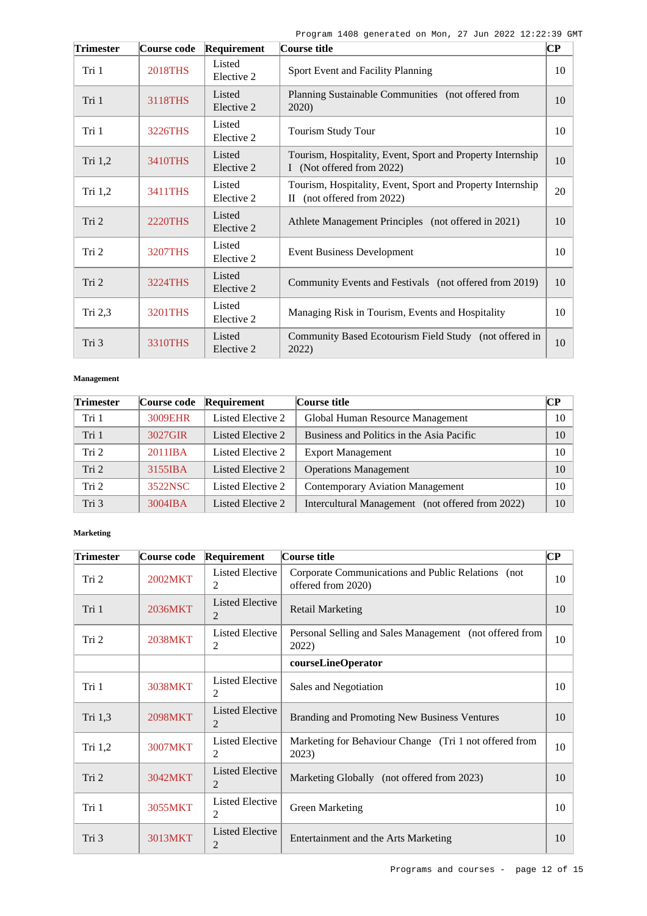| Trimester | Course code | Requirement | Course title | CP |
| --- | --- | --- | --- | --- |
| Tri 1 | 2018THS | Listed Elective 2 | Sport Event and Facility Planning | 10 |
| Tri 1 | 3118THS | Listed Elective 2 | Planning Sustainable Communities (not offered from 2020) | 10 |
| Tri 1 | 3226THS | Listed Elective 2 | Tourism Study Tour | 10 |
| Tri 1,2 | 3410THS | Listed Elective 2 | Tourism, Hospitality, Event, Sport and Property Internship I (Not offered from 2022) | 10 |
| Tri 1,2 | 3411THS | Listed Elective 2 | Tourism, Hospitality, Event, Sport and Property Internship II (not offered from 2022) | 20 |
| Tri 2 | 2220THS | Listed Elective 2 | Athlete Management Principles (not offered in 2021) | 10 |
| Tri 2 | 3207THS | Listed Elective 2 | Event Business Development | 10 |
| Tri 2 | 3224THS | Listed Elective 2 | Community Events and Festivals (not offered from 2019) | 10 |
| Tri 2,3 | 3201THS | Listed Elective 2 | Managing Risk in Tourism, Events and Hospitality | 10 |
| Tri 3 | 3310THS | Listed Elective 2 | Community Based Ecotourism Field Study (not offered in 2022) | 10 |

**Management**

| Trimester | Course code | Requirement | Course title | CP |
| --- | --- | --- | --- | --- |
| Tri 1 | 3009EHR | Listed Elective 2 | Global Human Resource Management | 10 |
| Tri 1 | 3027GIR | Listed Elective 2 | Business and Politics in the Asia Pacific | 10 |
| Tri 2 | 2011IBA | Listed Elective 2 | Export Management | 10 |
| Tri 2 | 3155IBA | Listed Elective 2 | Operations Management | 10 |
| Tri 2 | 3522NSC | Listed Elective 2 | Contemporary Aviation Management | 10 |
| Tri 3 | 3004IBA | Listed Elective 2 | Intercultural Management (not offered from 2022) | 10 |

**Marketing**

| Trimester | Course code | Requirement | Course title | CP |
| --- | --- | --- | --- | --- |
| Tri 2 | 2002MKT | Listed Elective 2 | Corporate Communications and Public Relations (not offered from 2020) | 10 |
| Tri 1 | 2036MKT | Listed Elective 2 | Retail Marketing | 10 |
| Tri 2 | 2038MKT | Listed Elective 2 | Personal Selling and Sales Management (not offered from 2022) | 10 |
| | | | **courseLineOperator** | |
| Tri 1 | 3038MKT | Listed Elective 2 | Sales and Negotiation | 10 |
| Tri 1,3 | 2098MKT | Listed Elective 2 | Branding and Promoting New Business Ventures | 10 |
| Tri 1,2 | 3007MKT | Listed Elective 2 | Marketing for Behaviour Change (Tri 1 not offered from 2023) | 10 |
| Tri 2 | 3042MKT | Listed Elective 2 | Marketing Globally (not offered from 2023) | 10 |
| Tri 1 | 3055MKT | Listed Elective 2 | Green Marketing | 10 |
| Tri 3 | 3013MKT | Listed Elective 2 | Entertainment and the Arts Marketing | 10 |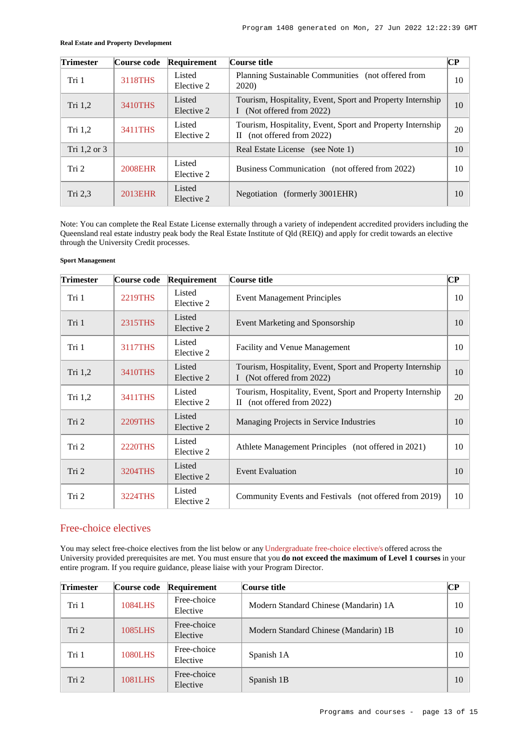**Real Estate and Property Development**

| Trimester | Course code | Requirement | Course title | CP |
| --- | --- | --- | --- | --- |
| Tri 1 | 3118THS | Listed Elective 2 | Planning Sustainable Communities (not offered from 2020) | 10 |
| Tri 1,2 | 3410THS | Listed Elective 2 | Tourism, Hospitality, Event, Sport and Property Internship I (Not offered from 2022) | 10 |
| Tri 1,2 | 3411THS | Listed Elective 2 | Tourism, Hospitality, Event, Sport and Property Internship II (not offered from 2022) | 20 |
| Tri 1,2 or 3 | | | Real Estate License (see Note 1) | 10 |
| Tri 2 | 2008EHR | Listed Elective 2 | Business Communication (not offered from 2022) | 10 |
| Tri 2,3 | 2013EHR | Listed Elective 2 | Negotiation (formerly 3001EHR) | 10 |

Note: You can complete the Real Estate License externally through a variety of independent accredited providers including the Queensland real estate industry peak body the Real Estate Institute of Qld (REIQ) and apply for credit towards an elective through the University Credit processes.

**Sport Management**

| Trimester | Course code | Requirement | Course title | CP |
| --- | --- | --- | --- | --- |
| Tri 1 | 2219THS | Listed Elective 2 | Event Management Principles | 10 |
| Tri 1 | 2315THS | Listed Elective 2 | Event Marketing and Sponsorship | 10 |
| Tri 1 | 3117THS | Listed Elective 2 | Facility and Venue Management | 10 |
| Tri 1,2 | 3410THS | Listed Elective 2 | Tourism, Hospitality, Event, Sport and Property Internship I (Not offered from 2022) | 10 |
| Tri 1,2 | 3411THS | Listed Elective 2 | Tourism, Hospitality, Event, Sport and Property Internship II (not offered from 2022) | 20 |
| Tri 2 | 2209THS | Listed Elective 2 | Managing Projects in Service Industries | 10 |
| Tri 2 | 2220THS | Listed Elective 2 | Athlete Management Principles (not offered in 2021) | 10 |
| Tri 2 | 3204THS | Listed Elective 2 | Event Evaluation | 10 |
| Tri 2 | 3224THS | Listed Elective 2 | Community Events and Festivals (not offered from 2019) | 10 |

## Free-choice electives

You may select free-choice electives from the list below or any Undergraduate free-choice elective/s offered across the University provided prerequisites are met. You must ensure that you **do not exceed the maximum of Level 1 courses** in your entire program. If you require guidance, please liaise with your Program Director.

| Trimester | Course code | Requirement | Course title | CP |
| --- | --- | --- | --- | --- |
| Tri 1 | 1084LHS | Free-choice Elective | Modern Standard Chinese (Mandarin) 1A | 10 |
| Tri 2 | 1085LHS | Free-choice Elective | Modern Standard Chinese (Mandarin) 1B | 10 |
| Tri 1 | 1080LHS | Free-choice Elective | Spanish 1A | 10 |
| Tri 2 | 1081LHS | Free-choice Elective | Spanish 1B | 10 |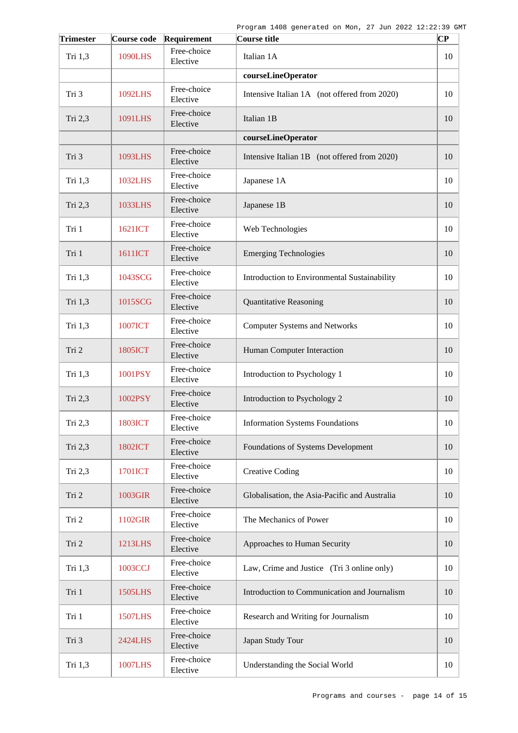| Trimester | Course code | Requirement | Course title | CP |
|---|---|---|---|---|
| Tri 1,3 | 1090LHS | Free-choice Elective | Italian 1A | 10 |
| | | | **courseLineOperator** | |
| Tri 3 | 1092LHS | Free-choice Elective | Intensive Italian 1A (not offered from 2020) | 10 |
| Tri 2,3 | 1091LHS | Free-choice Elective | Italian 1B | 10 |
| | | | **courseLineOperator** | |
| Tri 3 | 1093LHS | Free-choice Elective | Intensive Italian 1B (not offered from 2020) | 10 |
| Tri 1,3 | 1032LHS | Free-choice Elective | Japanese 1A | 10 |
| Tri 2,3 | 1033LHS | Free-choice Elective | Japanese 1B | 10 |
| Tri 1 | 1621ICT | Free-choice Elective | Web Technologies | 10 |
| Tri 1 | 1611ICT | Free-choice Elective | Emerging Technologies | 10 |
| Tri 1,3 | 1043SCG | Free-choice Elective | Introduction to Environmental Sustainability | 10 |
| Tri 1,3 | 1015SCG | Free-choice Elective | Quantitative Reasoning | 10 |
| Tri 1,3 | 1007ICT | Free-choice Elective | Computer Systems and Networks | 10 |
| Tri 2 | 1805ICT | Free-choice Elective | Human Computer Interaction | 10 |
| Tri 1,3 | 1001PSY | Free-choice Elective | Introduction to Psychology 1 | 10 |
| Tri 2,3 | 1002PSY | Free-choice Elective | Introduction to Psychology 2 | 10 |
| Tri 2,3 | 1803ICT | Free-choice Elective | Information Systems Foundations | 10 |
| Tri 2,3 | 1802ICT | Free-choice Elective | Foundations of Systems Development | 10 |
| Tri 2,3 | 1701ICT | Free-choice Elective | Creative Coding | 10 |
| Tri 2 | 1003GIR | Free-choice Elective | Globalisation, the Asia-Pacific and Australia | 10 |
| Tri 2 | 1102GIR | Free-choice Elective | The Mechanics of Power | 10 |
| Tri 2 | 1213LHS | Free-choice Elective | Approaches to Human Security | 10 |
| Tri 1,3 | 1003CCJ | Free-choice Elective | Law, Crime and Justice (Tri 3 online only) | 10 |
| Tri 1 | 1505LHS | Free-choice Elective | Introduction to Communication and Journalism | 10 |
| Tri 1 | 1507LHS | Free-choice Elective | Research and Writing for Journalism | 10 |
| Tri 3 | 2424LHS | Free-choice Elective | Japan Study Tour | 10 |
| Tri 1,3 | 1007LHS | Free-choice Elective | Understanding the Social World | 10 |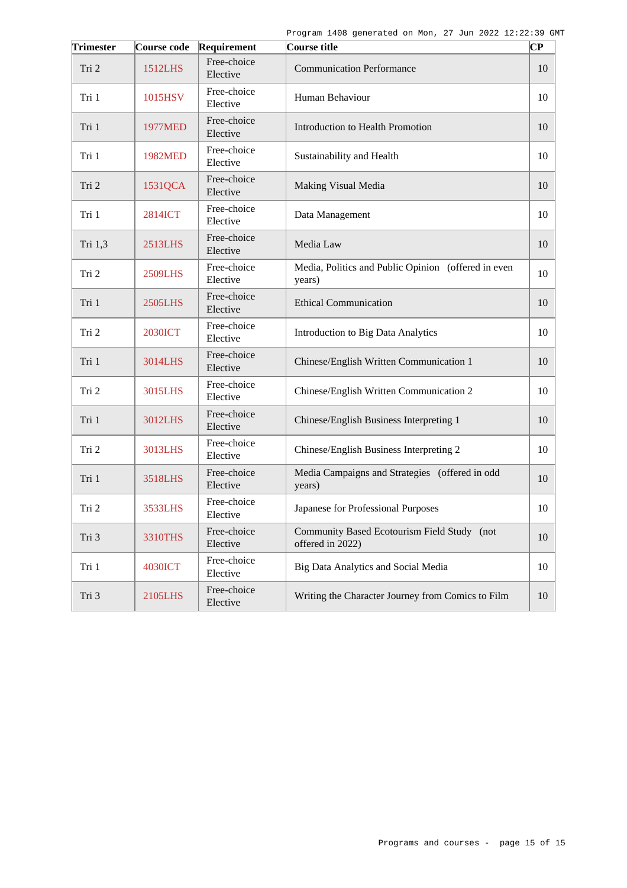| Trimester | Course code | Requirement | Course title | CP |
|---|---|---|---|---|
| Tri 2 | 1512LHS | Free-choice Elective | Communication Performance | 10 |
| Tri 1 | 1015HSV | Free-choice Elective | Human Behaviour | 10 |
| Tri 1 | 1977MED | Free-choice Elective | Introduction to Health Promotion | 10 |
| Tri 1 | 1982MED | Free-choice Elective | Sustainability and Health | 10 |
| Tri 2 | 1531QCA | Free-choice Elective | Making Visual Media | 10 |
| Tri 1 | 2814ICT | Free-choice Elective | Data Management | 10 |
| Tri 1,3 | 2513LHS | Free-choice Elective | Media Law | 10 |
| Tri 2 | 2509LHS | Free-choice Elective | Media, Politics and Public Opinion (offered in even years) | 10 |
| Tri 1 | 2505LHS | Free-choice Elective | Ethical Communication | 10 |
| Tri 2 | 2030ICT | Free-choice Elective | Introduction to Big Data Analytics | 10 |
| Tri 1 | 3014LHS | Free-choice Elective | Chinese/English Written Communication 1 | 10 |
| Tri 2 | 3015LHS | Free-choice Elective | Chinese/English Written Communication 2 | 10 |
| Tri 1 | 3012LHS | Free-choice Elective | Chinese/English Business Interpreting 1 | 10 |
| Tri 2 | 3013LHS | Free-choice Elective | Chinese/English Business Interpreting 2 | 10 |
| Tri 1 | 3518LHS | Free-choice Elective | Media Campaigns and Strategies (offered in odd years) | 10 |
| Tri 2 | 3533LHS | Free-choice Elective | Japanese for Professional Purposes | 10 |
| Tri 3 | 3310THS | Free-choice Elective | Community Based Ecotourism Field Study (not offered in 2022) | 10 |
| Tri 1 | 4030ICT | Free-choice Elective | Big Data Analytics and Social Media | 10 |
| Tri 3 | 2105LHS | Free-choice Elective | Writing the Character Journey from Comics to Film | 10 |